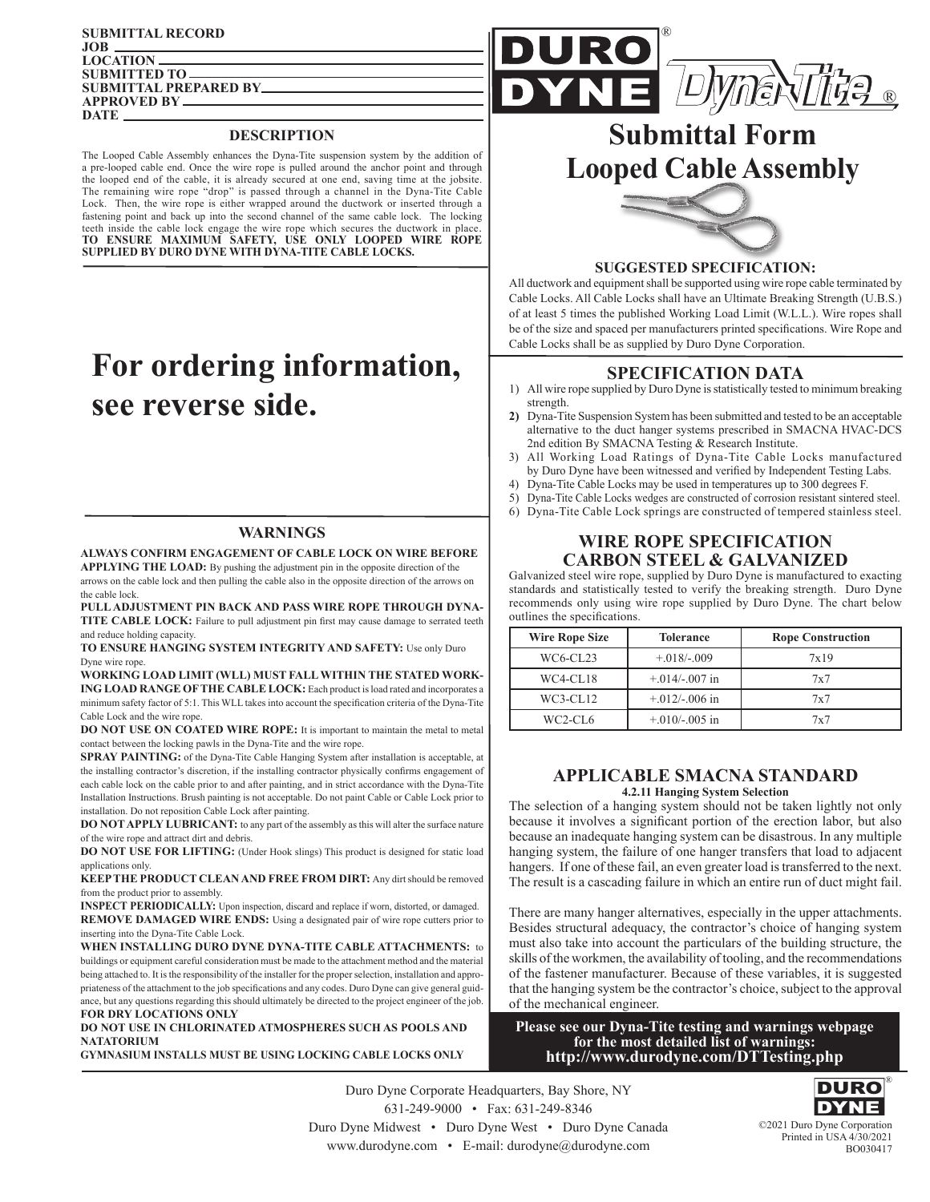**SUBMITTAL RECORD**
**JOB** \_\_\_\_\_\_\_\_
**LOCATION** \_\_\_\_\_\_\_\_
**SUBMITTED TO** \_\_\_\_\_\_\_\_
**SUBMITTAL PREPARED BY** \_\_\_\_\_\_\_\_
**APPROVED BY** \_\_\_\_\_\_\_\_
**DATE** \_\_\_\_\_\_\_\_

# DURO DYNE® Dyna-Tite®

# Submittal Form
# Looped Cable Assembly

## DESCRIPTION

The Looped Cable Assembly enhances the Dyna-Tite suspension system by the addition of a pre-looped cable end. Once the wire rope is pulled around the anchor point and through the looped end of the cable, it is already secured at one end, saving time at the jobsite. The remaining wire rope "drop" is passed through a channel in the Dyna-Tite Cable Lock. Then, the wire rope is either wrapped around the ductwork or inserted through a fastening point and back up into the second channel of the same cable lock. The locking teeth inside the cable lock engage the wire rope which secures the ductwork in place. **TO ENSURE MAXIMUM SAFETY, USE ONLY LOOPED WIRE ROPE SUPPLIED BY DURO DYNE WITH DYNA-TITE CABLE LOCKS.**

# For ordering information, see reverse side.

## WARNINGS

**ALWAYS CONFIRM ENGAGEMENT OF CABLE LOCK ON WIRE BEFORE APPLYING THE LOAD:** By pushing the adjustment pin in the opposite direction of the arrows on the cable lock and then pulling the cable also in the opposite direction of the arrows on the cable lock.

**PULL ADJUSTMENT PIN BACK AND PASS WIRE ROPE THROUGH DYNA-TITE CABLE LOCK:** Failure to pull adjustment pin first may cause damage to serrated teeth and reduce holding capacity.

**TO ENSURE HANGING SYSTEM INTEGRITY AND SAFETY:** Use only Duro Dyne wire rope.

**WORKING LOAD LIMIT (WLL) MUST FALL WITHIN THE STATED WORKING LOAD RANGE OF THE CABLE LOCK:** Each product is load rated and incorporates a minimum safety factor of 5:1. This WLL takes into account the specification criteria of the Dyna-Tite Cable Lock and the wire rope.

**DO NOT USE ON COATED WIRE ROPE:** It is important to maintain the metal to metal contact between the locking pawls in the Dyna-Tite and the wire rope.

**SPRAY PAINTING:** of the Dyna-Tite Cable Hanging System after installation is acceptable, at the installing contractor's discretion, if the installing contractor physically confirms engagement of each cable lock on the cable prior to and after painting, and in strict accordance with the Dyna-Tite Installation Instructions. Brush painting is not acceptable. Do not paint Cable or Cable Lock prior to installation. Do not reposition Cable Lock after painting.

**DO NOT APPLY LUBRICANT:** to any part of the assembly as this will alter the surface nature of the wire rope and attract dirt and debris.

**DO NOT USE FOR LIFTING:** (Under Hook slings) This product is designed for static load applications only.

**KEEP THE PRODUCT CLEAN AND FREE FROM DIRT:** Any dirt should be removed from the product prior to assembly.

**INSPECT PERIODICALLY:** Upon inspection, discard and replace if worn, distorted, or damaged.

**REMOVE DAMAGED WIRE ENDS:** Using a designated pair of wire rope cutters prior to inserting into the Dyna-Tite Cable Lock.

**WHEN INSTALLING DURO DYNE DYNA-TITE CABLE ATTACHMENTS:** to buildings or equipment careful consideration must be made to the attachment method and the material being attached to. It is the responsibility of the installer for the proper selection, installation and appropriateness of the attachment to the job specifications and any codes. Duro Dyne can give general guidance, but any questions regarding this should ultimately be directed to the project engineer of the job.

**FOR DRY LOCATIONS ONLY**

**DO NOT USE IN CHLORINATED ATMOSPHERES SUCH AS POOLS AND NATATORIUM**

**GYMNASIUM INSTALLS MUST BE USING LOCKING CABLE LOCKS ONLY**

## SUGGESTED SPECIFICATION:

All ductwork and equipment shall be supported using wire rope cable terminated by Cable Locks. All Cable Locks shall have an Ultimate Breaking Strength (U.B.S.) of at least 5 times the published Working Load Limit (W.L.L.). Wire ropes shall be of the size and spaced per manufacturers printed specifications. Wire Rope and Cable Locks shall be as supplied by Duro Dyne Corporation.

## SPECIFICATION DATA

1) All wire rope supplied by Duro Dyne is statistically tested to minimum breaking strength.
2) Dyna-Tite Suspension System has been submitted and tested to be an acceptable alternative to the duct hanger systems prescribed in SMACNA HVAC-DCS 2nd edition By SMACNA Testing & Research Institute.
3) All Working Load Ratings of Dyna-Tite Cable Locks manufactured by Duro Dyne have been witnessed and verified by Independent Testing Labs.
4) Dyna-Tite Cable Locks may be used in temperatures up to 300 degrees F.
5) Dyna-Tite Cable Locks wedges are constructed of corrosion resistant sintered steel.
6) Dyna-Tite Cable Lock springs are constructed of tempered stainless steel.

## WIRE ROPE SPECIFICATION CARBON STEEL & GALVANIZED

Galvanized steel wire rope, supplied by Duro Dyne is manufactured to exacting standards and statistically tested to verify the breaking strength. Duro Dyne recommends only using wire rope supplied by Duro Dyne. The chart below outlines the specifications.

| Wire Rope Size | Tolerance | Rope Construction |
|---|---|---|
| WC6-CL23 | +.018/-.009 | 7x19 |
| WC4-CL18 | +.014/-.007 in | 7x7 |
| WC3-CL12 | +.012/-.006 in | 7x7 |
| WC2-CL6 | +.010/-.005 in | 7x7 |

## APPLICABLE SMACNA STANDARD

**4.2.11 Hanging System Selection**

The selection of a hanging system should not be taken lightly not only because it involves a significant portion of the erection labor, but also because an inadequate hanging system can be disastrous. In any multiple hanging system, the failure of one hanger transfers that load to adjacent hangers. If one of these fail, an even greater load is transferred to the next. The result is a cascading failure in which an entire run of duct might fail.

There are many hanger alternatives, especially in the upper attachments. Besides structural adequacy, the contractor's choice of hanging system must also take into account the particulars of the building structure, the skills of the workmen, the availability of tooling, and the recommendations of the fastener manufacturer. Because of these variables, it is suggested that the hanging system be the contractor's choice, subject to the approval of the mechanical engineer.

**Please see our Dyna-Tite testing and warnings webpage for the most detailed list of warnings: http://www.durodyne.com/DTTesting.php**

Duro Dyne Corporate Headquarters, Bay Shore, NY
631-249-9000 • Fax: 631-249-8346
Duro Dyne Midwest • Duro Dyne West • Duro Dyne Canada
www.durodyne.com • E-mail: durodyne@durodyne.com

©2021 Duro Dyne Corporation
Printed in USA 4/30/2021
BO030417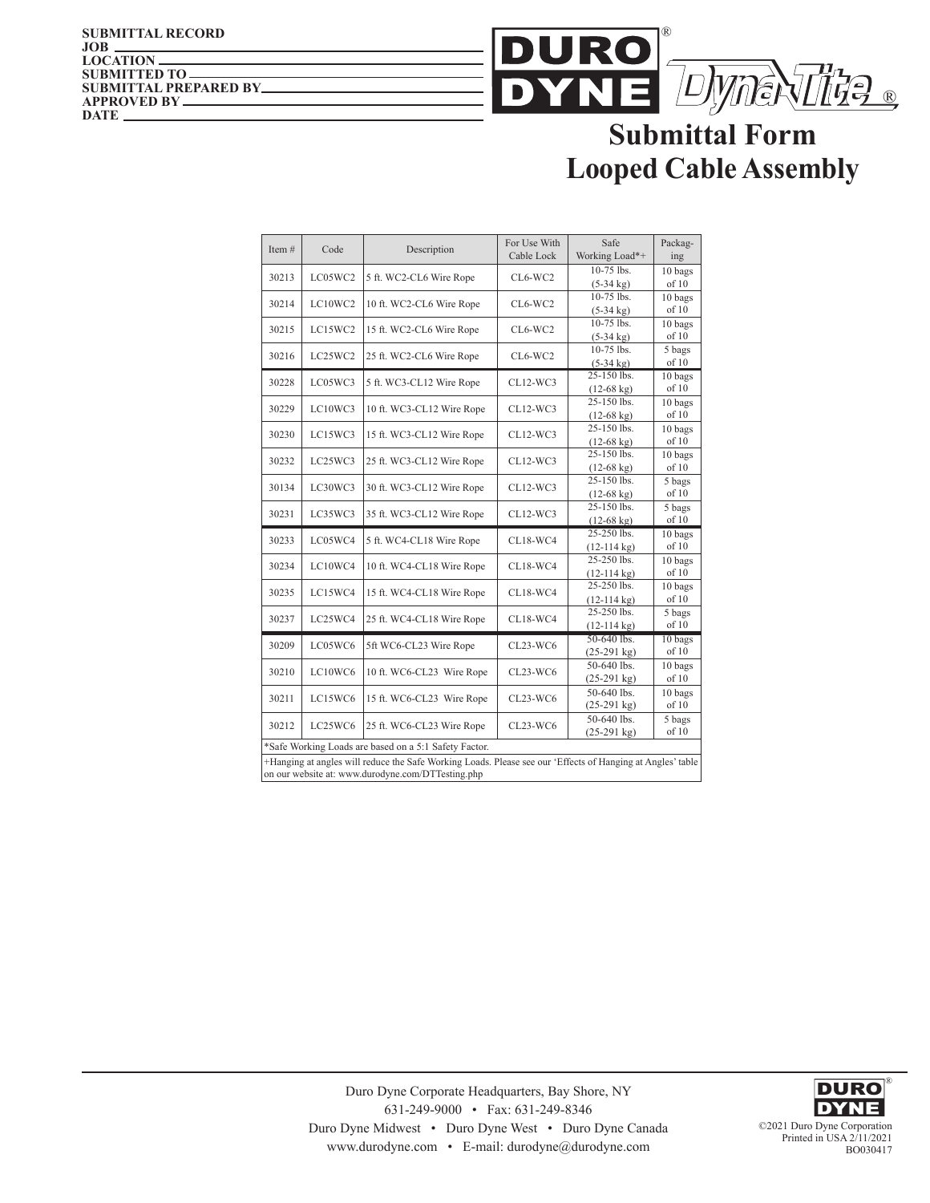SUBMITTAL RECORD
JOB
LOCATION
SUBMITTED TO
SUBMITTAL PREPARED BY
APPROVED BY
DATE

DURO DYNE® DynaTite®

# Submittal Form
# Looped Cable Assembly

| Item # | Code | Description | For Use With Cable Lock | Safe Working Load*+ | Packaging |
|---|---|---|---|---|---|
| 30213 | LC05WC2 | 5 ft. WC2-CL6 Wire Rope | CL6-WC2 | 10-75 lbs. (5-34 kg) | 10 bags of 10 |
| 30214 | LC10WC2 | 10 ft. WC2-CL6 Wire Rope | CL6-WC2 | 10-75 lbs. (5-34 kg) | 10 bags of 10 |
| 30215 | LC15WC2 | 15 ft. WC2-CL6 Wire Rope | CL6-WC2 | 10-75 lbs. (5-34 kg) | 10 bags of 10 |
| 30216 | LC25WC2 | 25 ft. WC2-CL6 Wire Rope | CL6-WC2 | 10-75 lbs. (5-34 kg) | 5 bags of 10 |
| 30228 | LC05WC3 | 5 ft. WC3-CL12 Wire Rope | CL12-WC3 | 25-150 lbs. (12-68 kg) | 10 bags of 10 |
| 30229 | LC10WC3 | 10 ft. WC3-CL12 Wire Rope | CL12-WC3 | 25-150 lbs. (12-68 kg) | 10 bags of 10 |
| 30230 | LC15WC3 | 15 ft. WC3-CL12 Wire Rope | CL12-WC3 | 25-150 lbs. (12-68 kg) | 10 bags of 10 |
| 30232 | LC25WC3 | 25 ft. WC3-CL12 Wire Rope | CL12-WC3 | 25-150 lbs. (12-68 kg) | 10 bags of 10 |
| 30134 | LC30WC3 | 30 ft. WC3-CL12 Wire Rope | CL12-WC3 | 25-150 lbs. (12-68 kg) | 5 bags of 10 |
| 30231 | LC35WC3 | 35 ft. WC3-CL12 Wire Rope | CL12-WC3 | 25-150 lbs. (12-68 kg) | 5 bags of 10 |
| 30233 | LC05WC4 | 5 ft. WC4-CL18 Wire Rope | CL18-WC4 | 25-250 lbs. (12-114 kg) | 10 bags of 10 |
| 30234 | LC10WC4 | 10 ft. WC4-CL18 Wire Rope | CL18-WC4 | 25-250 lbs. (12-114 kg) | 10 bags of 10 |
| 30235 | LC15WC4 | 15 ft. WC4-CL18 Wire Rope | CL18-WC4 | 25-250 lbs. (12-114 kg) | 10 bags of 10 |
| 30237 | LC25WC4 | 25 ft. WC4-CL18 Wire Rope | CL18-WC4 | 25-250 lbs. (12-114 kg) | 5 bags of 10 |
| 30209 | LC05WC6 | 5ft WC6-CL23 Wire Rope | CL23-WC6 | 50-640 lbs. (25-291 kg) | 10 bags of 10 |
| 30210 | LC10WC6 | 10 ft. WC6-CL23 Wire Rope | CL23-WC6 | 50-640 lbs. (25-291 kg) | 10 bags of 10 |
| 30211 | LC15WC6 | 15 ft. WC6-CL23 Wire Rope | CL23-WC6 | 50-640 lbs. (25-291 kg) | 10 bags of 10 |
| 30212 | LC25WC6 | 25 ft. WC6-CL23 Wire Rope | CL23-WC6 | 50-640 lbs. (25-291 kg) | 5 bags of 10 |

*Safe Working Loads are based on a 5:1 Safety Factor.

+Hanging at angles will reduce the Safe Working Loads. Please see our 'Effects of Hanging at Angles' table on our website at: www.durodyne.com/DTTesting.php

Duro Dyne Corporate Headquarters, Bay Shore, NY
631-249-9000 • Fax: 631-249-8346
Duro Dyne Midwest • Duro Dyne West • Duro Dyne Canada
www.durodyne.com • E-mail: durodyne@durodyne.com

©2021 Duro Dyne Corporation
Printed in USA 2/11/2021
BO030417